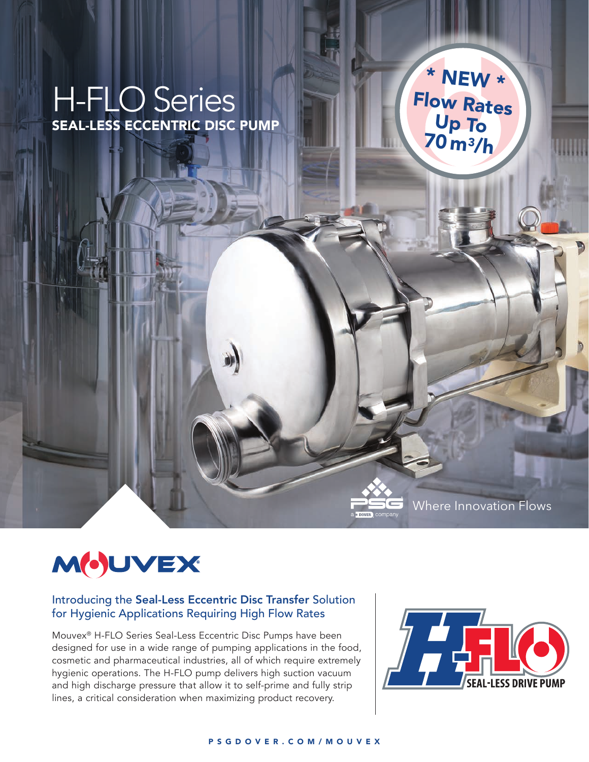# H-FLO Series

## SEAL-LESS ECCENTRIC DISC PUMP

\* NEW \*
Flow Rates Up To 70 $m^3/h$

Where Innovation Flows

MOUVEX

### Introducing the **Seal-Less Eccentric Disc Transfer** Solution for Hygienic Applications Requiring High Flow Rates

Mouvex® H-FLO Series Seal-Less Eccentric Disc Pumps have been designed for use in a wide range of pumping applications in the food, cosmetic and pharmaceutical industries, all of which require extremely hygienic operations. The H-FLO pump delivers high suction vacuum and high discharge pressure that allow it to self-prime and fully strip lines, a critical consideration when maximizing product recovery.

H-FLO SEAL-LESS DRIVE PUMP

PSGDOVER.COM/MOUVEX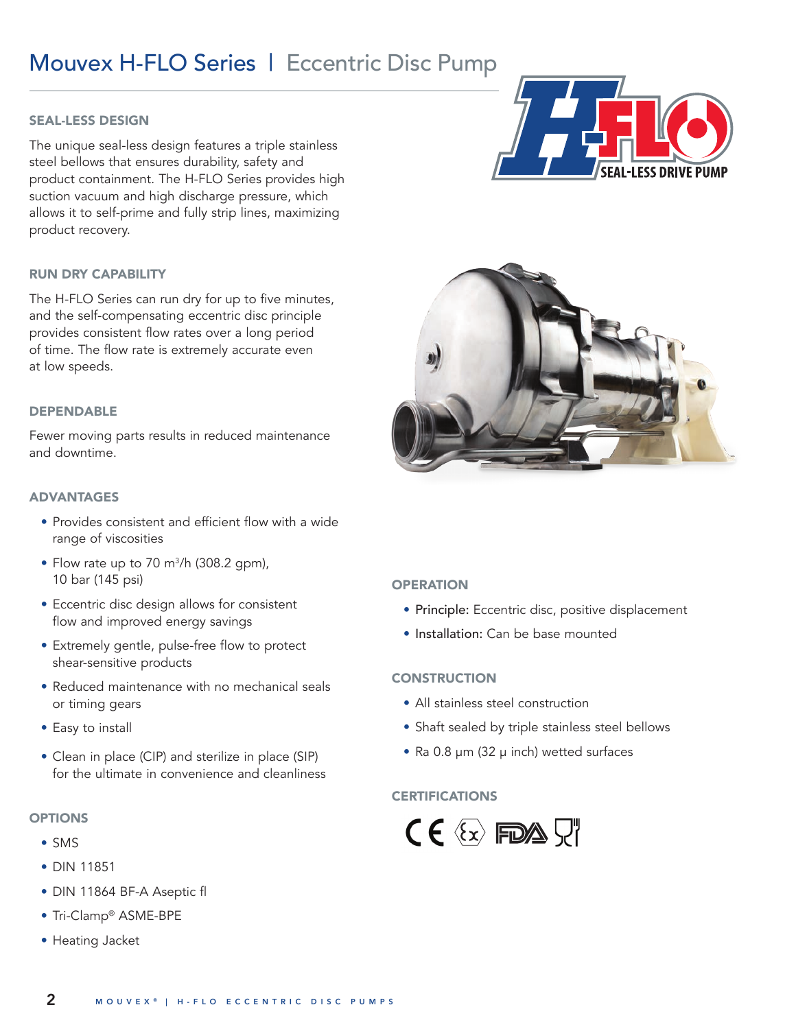# Mouvex H-FLO Series | Eccentric Disc Pump

### SEAL-LESS DESIGN

The unique seal-less design features a triple stainless steel bellows that ensures durability, safety and product containment. The H-FLO Series provides high suction vacuum and high discharge pressure, which allows it to self-prime and fully strip lines, maximizing product recovery.

### RUN DRY CAPABILITY

The H-FLO Series can run dry for up to five minutes, and the self-compensating eccentric disc principle provides consistent flow rates over a long period of time. The flow rate is extremely accurate even at low speeds.

### DEPENDABLE

Fewer moving parts results in reduced maintenance and downtime.

### ADVANTAGES

- Provides consistent and efficient flow with a wide range of viscosities
- Flow rate up to 70 $m^3/h$ (308.2 gpm), 10 bar (145 psi)
- Eccentric disc design allows for consistent flow and improved energy savings
- Extremely gentle, pulse-free flow to protect shear-sensitive products
- Reduced maintenance with no mechanical seals or timing gears
- Easy to install
- Clean in place (CIP) and sterilize in place (SIP) for the ultimate in convenience and cleanliness

### OPTIONS

- SMS
- DIN 11851
- DIN 11864 BF-A Aseptic fl
- Tri-Clamp® ASME-BPE
- Heating Jacket

### OPERATION

- Principle: Eccentric disc, positive displacement
- Installation: Can be base mounted

### CONSTRUCTION

- All stainless steel construction
- Shaft sealed by triple stainless steel bellows
- Ra 0.8 µm (32 µ inch) wetted surfaces

### CERTIFICATIONS

CE, Ex, FDA, Food contact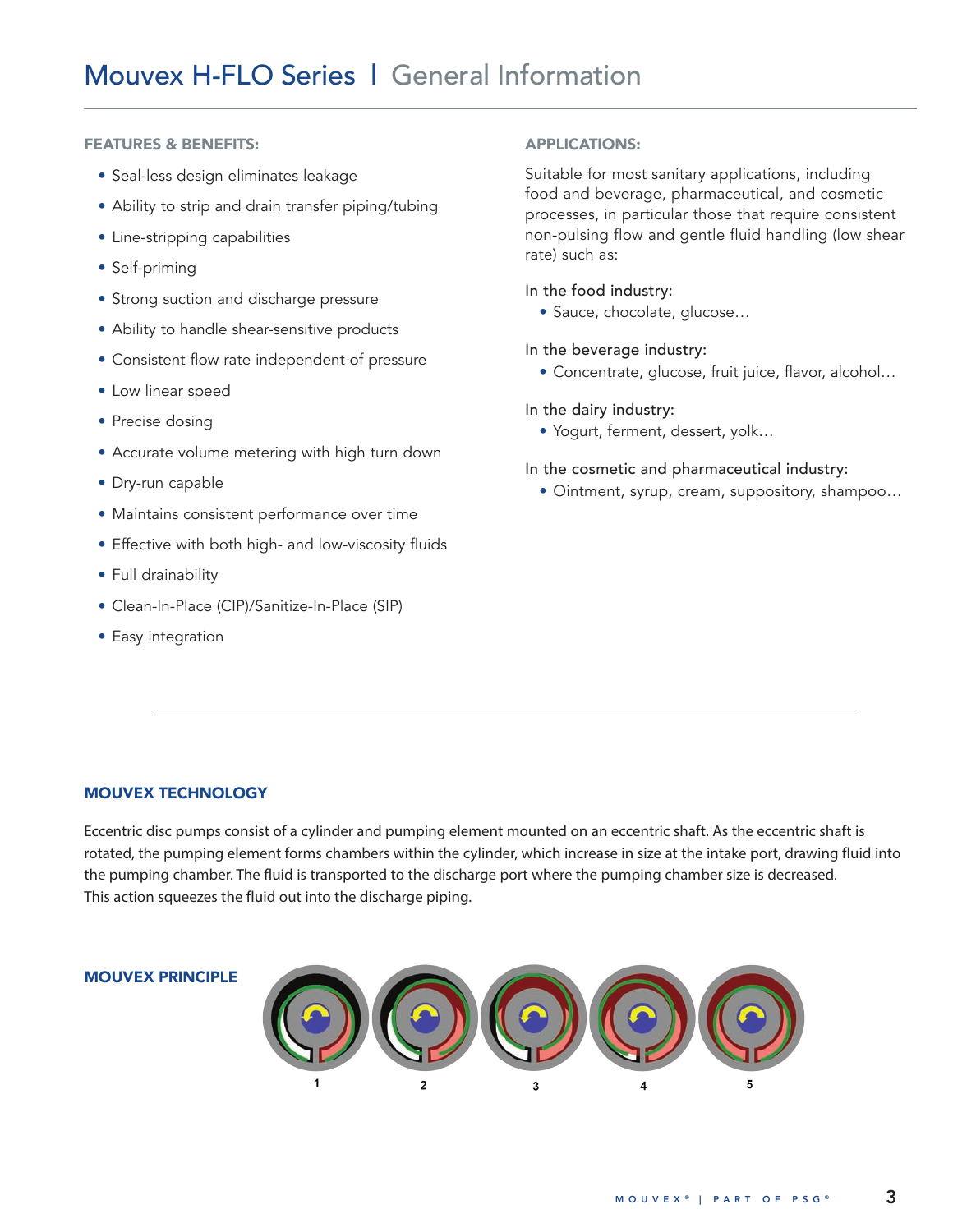# Mouvex H-FLO Series | General Information

### FEATURES & BENEFITS:

- Seal-less design eliminates leakage
- Ability to strip and drain transfer piping/tubing
- Line-stripping capabilities
- Self-priming
- Strong suction and discharge pressure
- Ability to handle shear-sensitive products
- Consistent flow rate independent of pressure
- Low linear speed
- Precise dosing
- Accurate volume metering with high turn down
- Dry-run capable
- Maintains consistent performance over time
- Effective with both high- and low-viscosity fluids
- Full drainability
- Clean-In-Place (CIP)/Sanitize-In-Place (SIP)
- Easy integration

### APPLICATIONS:

Suitable for most sanitary applications, including food and beverage, pharmaceutical, and cosmetic processes, in particular those that require consistent non-pulsing flow and gentle fluid handling (low shear rate) such as:

In the food industry:

- Sauce, chocolate, glucose…

In the beverage industry:

- Concentrate, glucose, fruit juice, flavor, alcohol…

In the dairy industry:

- Yogurt, ferment, dessert, yolk…

In the cosmetic and pharmaceutical industry:

- Ointment, syrup, cream, suppository, shampoo…

## MOUVEX TECHNOLOGY

Eccentric disc pumps consist of a cylinder and pumping element mounted on an eccentric shaft. As the eccentric shaft is rotated, the pumping element forms chambers within the cylinder, which increase in size at the intake port, drawing fluid into the pumping chamber. The fluid is transported to the discharge port where the pumping chamber size is decreased. This action squeezes the fluid out into the discharge piping.

## MOUVEX PRINCIPLE

1 2 3 4 5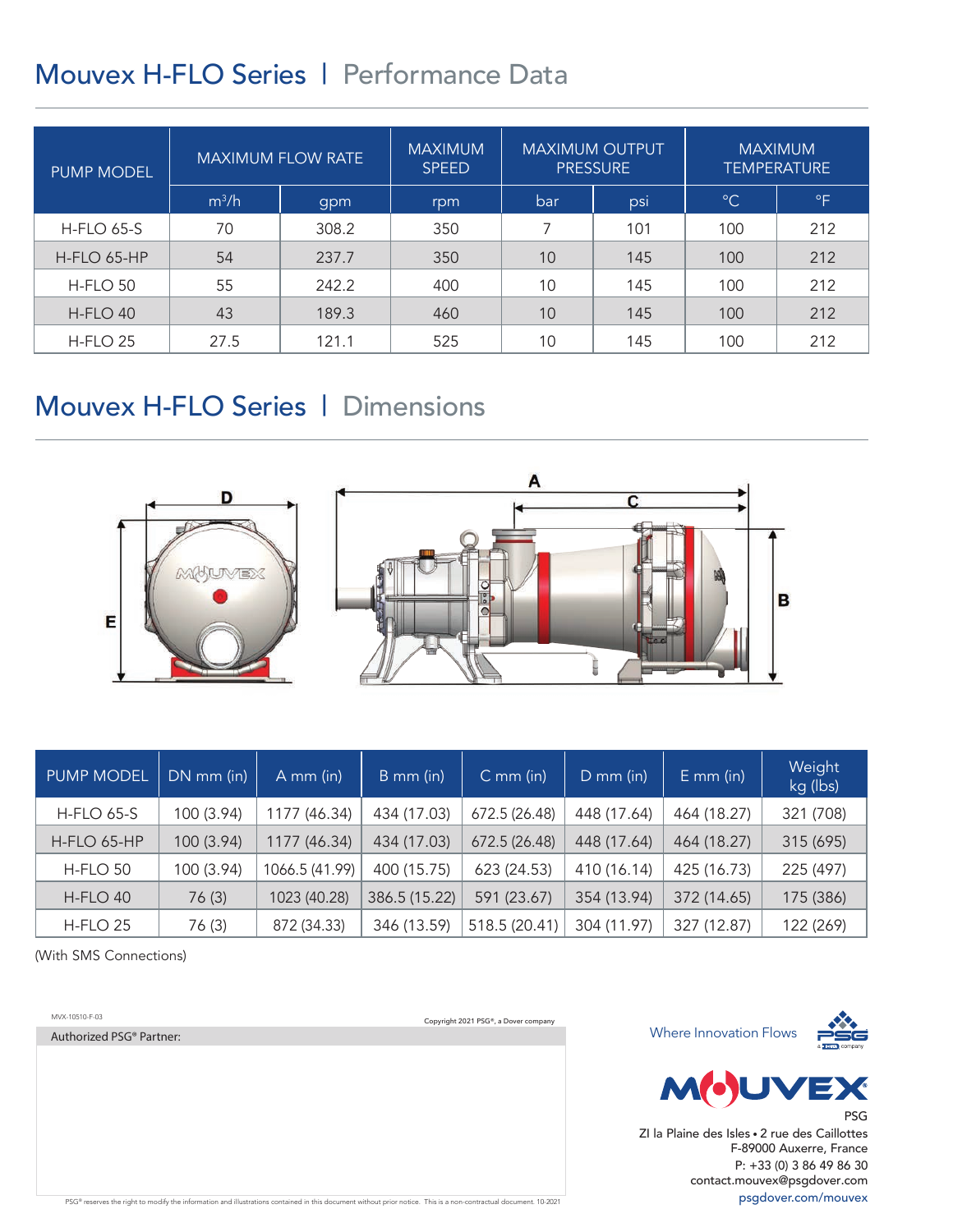# Mouvex H-FLO Series | Performance Data

| PUMP MODEL | MAXIMUM FLOW RATE | | MAXIMUM SPEED | MAXIMUM OUTPUT PRESSURE | | MAXIMUM TEMPERATURE | |
|---|---|---|---|---|---|---|---|
| | $m^3/h$ | gpm | rpm | bar | psi | °C | °F |
| H-FLO 65-S | 70 | 308.2 | 350 | 7 | 101 | 100 | 212 |
| H-FLO 65-HP | 54 | 237.7 | 350 | 10 | 145 | 100 | 212 |
| H-FLO 50 | 55 | 242.2 | 400 | 10 | 145 | 100 | 212 |
| H-FLO 40 | 43 | 189.3 | 460 | 10 | 145 | 100 | 212 |
| H-FLO 25 | 27.5 | 121.1 | 525 | 10 | 145 | 100 | 212 |

# Mouvex H-FLO Series | Dimensions

D

E

A

C

B

| PUMP MODEL | DN mm (in) | A mm (in) | B mm (in) | C mm (in) | D mm (in) | E mm (in) | Weight kg (lbs) |
|---|---|---|---|---|---|---|---|
| H-FLO 65-S | 100 (3.94) | 1177 (46.34) | 434 (17.03) | 672.5 (26.48) | 448 (17.64) | 464 (18.27) | 321 (708) |
| H-FLO 65-HP | 100 (3.94) | 1177 (46.34) | 434 (17.03) | 672.5 (26.48) | 448 (17.64) | 464 (18.27) | 315 (695) |
| H-FLO 50 | 100 (3.94) | 1066.5 (41.99) | 400 (15.75) | 623 (24.53) | 410 (16.14) | 425 (16.73) | 225 (497) |
| H-FLO 40 | 76 (3) | 1023 (40.28) | 386.5 (15.22) | 591 (23.67) | 354 (13.94) | 372 (14.65) | 175 (386) |
| H-FLO 25 | 76 (3) | 872 (34.33) | 346 (13.59) | 518.5 (20.41) | 304 (11.97) | 327 (12.87) | 122 (269) |

(With SMS Connections)

MVX-10510-F-03

Copyright 2021 PSG®, a Dover company

Authorized PSG® Partner:

Where Innovation Flows

PSG
ZI la Plaine des Isles • 2 rue des Caillottes
F-89000 Auxerre, France
P: +33 (0) 3 86 49 86 30
contact.mouvex@psgdover.com
psgdover.com/mouvex

PSG® reserves the right to modify the information and illustrations contained in this document without prior notice. This is a non-contractual document. 10-2021